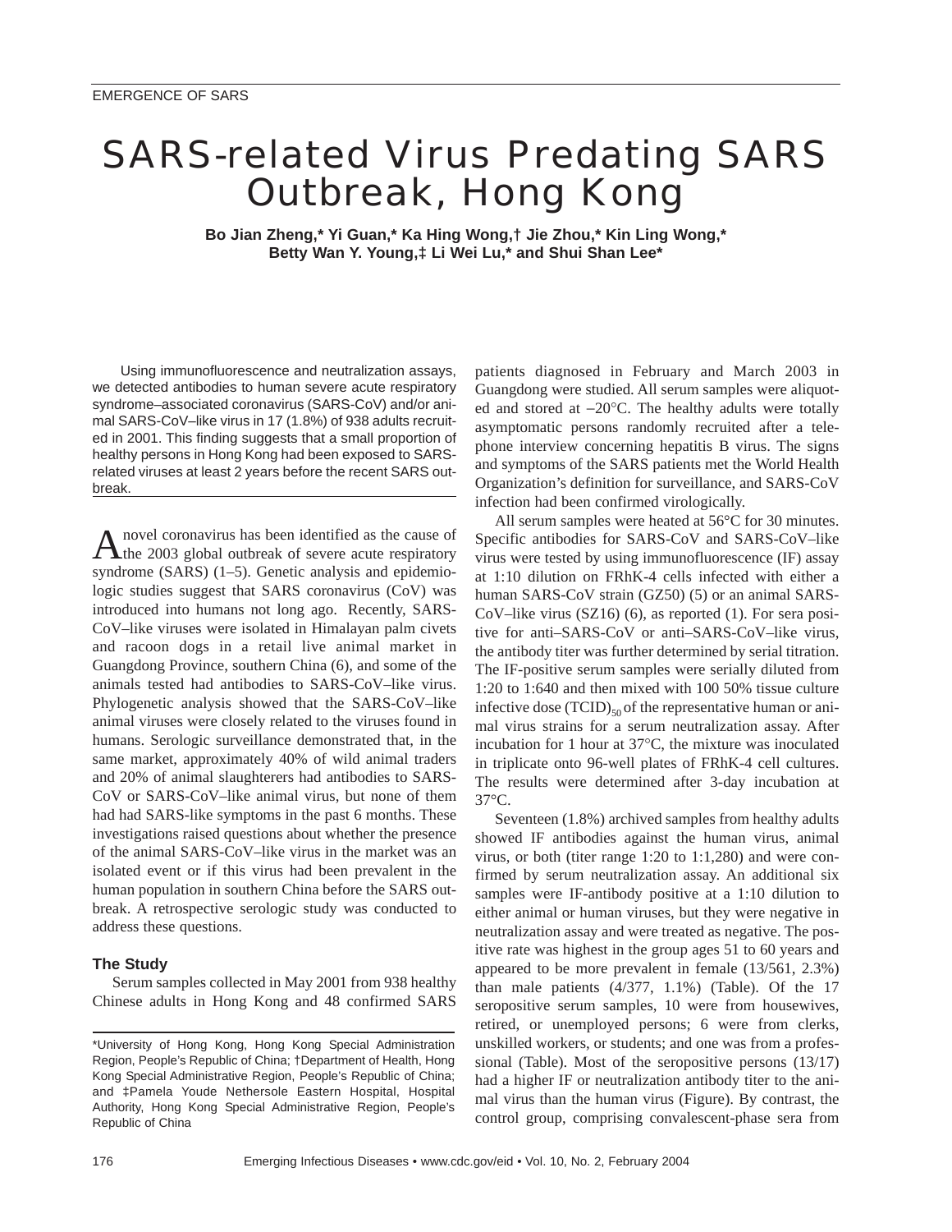EMERGENCE OF SARS

# SARS-related Virus Predating SARS Outbreak, Hong Kong

**Bo Jian Zheng,* Yi Guan,* Ka Hing Wong,† Jie Zhou,* Kin Ling Wong,* Betty Wan Y. Young,‡ Li Wei Lu,* and Shui Shan Lee***

Using immunofluorescence and neutralization assays, we detected antibodies to human severe acute respiratory syndrome–associated coronavirus (SARS-CoV) and/or animal SARS-CoV–like virus in 17 (1.8%) of 938 adults recruited in 2001. This finding suggests that a small proportion of healthy persons in Hong Kong had been exposed to SARS-related viruses at least 2 years before the recent SARS outbreak.

A novel coronavirus has been identified as the cause of the 2003 global outbreak of severe acute respiratory syndrome (SARS) (1–5). Genetic analysis and epidemiologic studies suggest that SARS coronavirus (CoV) was introduced into humans not long ago. Recently, SARS-CoV–like viruses were isolated in Himalayan palm civets and racoon dogs in a retail live animal market in Guangdong Province, southern China (6), and some of the animals tested had antibodies to SARS-CoV–like virus. Phylogenetic analysis showed that the SARS-CoV–like animal viruses were closely related to the viruses found in humans. Serologic surveillance demonstrated that, in the same market, approximately 40% of wild animal traders and 20% of animal slaughterers had antibodies to SARS-CoV or SARS-CoV–like animal virus, but none of them had had SARS-like symptoms in the past 6 months. These investigations raised questions about whether the presence of the animal SARS-CoV–like virus in the market was an isolated event or if this virus had been prevalent in the human population in southern China before the SARS outbreak. A retrospective serologic study was conducted to address these questions.

### The Study

Serum samples collected in May 2001 from 938 healthy Chinese adults in Hong Kong and 48 confirmed SARS patients diagnosed in February and March 2003 in Guangdong were studied. All serum samples were aliquoted and stored at −20°C. The healthy adults were totally asymptomatic persons randomly recruited after a telephone interview concerning hepatitis B virus. The signs and symptoms of the SARS patients met the World Health Organization's definition for surveillance, and SARS-CoV infection had been confirmed virologically.

All serum samples were heated at 56°C for 30 minutes. Specific antibodies for SARS-CoV and SARS-CoV–like virus were tested by using immunofluorescence (IF) assay at 1:10 dilution on FRhK-4 cells infected with either a human SARS-CoV strain (GZ50) (5) or an animal SARS-CoV–like virus (SZ16) (6), as reported (1). For sera positive for anti–SARS-CoV or anti–SARS-CoV–like virus, the antibody titer was further determined by serial titration. The IF-positive serum samples were serially diluted from 1:20 to 1:640 and then mixed with 100 50% tissue culture infective dose $(TCID)_{50}$ of the representative human or animal virus strains for a serum neutralization assay. After incubation for 1 hour at 37°C, the mixture was inoculated in triplicate onto 96-well plates of FRhK-4 cell cultures. The results were determined after 3-day incubation at 37°C.

Seventeen (1.8%) archived samples from healthy adults showed IF antibodies against the human virus, animal virus, or both (titer range 1:20 to 1:1,280) and were confirmed by serum neutralization assay. An additional six samples were IF-antibody positive at a 1:10 dilution to either animal or human viruses, but they were negative in neutralization assay and were treated as negative. The positive rate was highest in the group ages 51 to 60 years and appeared to be more prevalent in female (13/561, 2.3%) than male patients (4/377, 1.1%) (Table). Of the 17 seropositive serum samples, 10 were from housewives, retired, or unemployed persons; 6 were from clerks, unskilled workers, or students; and one was from a professional (Table). Most of the seropositive persons (13/17) had a higher IF or neutralization antibody titer to the animal virus than the human virus (Figure). By contrast, the control group, comprising convalescent-phase sera from

*University of Hong Kong, Hong Kong Special Administration Region, People's Republic of China; †Department of Health, Hong Kong Special Administrative Region, People's Republic of China; and ‡Pamela Youde Nethersole Eastern Hospital, Hospital Authority, Hong Kong Special Administrative Region, People's Republic of China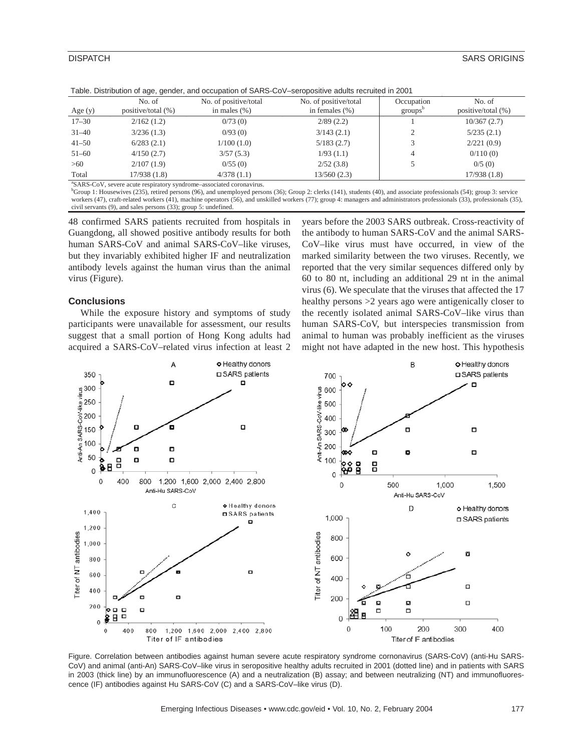Table. Distribution of age, gender, and occupation of SARS-CoV–seropositive adults recruited in 2001

| Age (y) | No. of positive/total (%) | No. of positive/total in males (%) | No. of positive/total in females (%) | Occupation groups[b] | No. of positive/total (%) |
|---|---|---|---|---|---|
| 17–30 | 2/162 (1.2) | 0/73 (0) | 2/89 (2.2) | 1 | 10/367 (2.7) |
| 31–40 | 3/236 (1.3) | 0/93 (0) | 3/143 (2.1) | 2 | 5/235 (2.1) |
| 41–50 | 6/283 (2.1) | 1/100 (1.0) | 5/183 (2.7) | 3 | 2/221 (0.9) |
| 51–60 | 4/150 (2.7) | 3/57 (5.3) | 1/93 (1.1) | 4 | 0/110 (0) |
| >60 | 2/107 (1.9) | 0/55 (0) | 2/52 (3.8) | 5 | 0/5 (0) |
| Total | 17/938 (1.8) | 4/378 (1.1) | 13/560 (2.3) | | 17/938 (1.8) |

[a]SARS-CoV, severe acute respiratory syndrome–associated coronavirus.
[b]Group 1: Housewives (235), retired persons (96), and unemployed persons (36); Group 2: clerks (141), students (40), and associate professionals (54); group 3: service workers (47), craft-related workers (41), machine operators (56), and unskilled workers (77); group 4: managers and administrators professionals (33), professionals (35), civil servants (9), and sales persons (33); group 5: undefined.

48 confirmed SARS patients recruited from hospitals in Guangdong, all showed positive antibody results for both human SARS-CoV and animal SARS-CoV–like viruses, but they invariably exhibited higher IF and neutralization antibody levels against the human virus than the animal virus (Figure).

### Conclusions

While the exposure history and symptoms of study participants were unavailable for assessment, our results suggest that a small portion of Hong Kong adults had acquired a SARS-CoV–related virus infection at least 2 years before the 2003 SARS outbreak. Cross-reactivity of the antibody to human SARS-CoV and the animal SARS-CoV–like virus must have occurred, in view of the marked similarity between the two viruses. Recently, we reported that the very similar sequences differed only by 60 to 80 nt, including an additional 29 nt in the animal virus (6). We speculate that the viruses that affected the 17 healthy persons >2 years ago were antigenically closer to the recently isolated animal SARS-CoV–like virus than human SARS-CoV, but interspecies transmission from animal to human was probably inefficient as the viruses might not have adapted in the new host. This hypothesis

Figure. Correlation between antibodies against human severe acute respiratory syndrome cornonavirus (SARS-CoV) (anti-Hu SARS-CoV) and animal (anti-An) SARS-CoV–like virus in seropositive healthy adults recruited in 2001 (dotted line) and in patients with SARS in 2003 (thick line) by an immunofluorescence (A) and a neutralization (B) assay; and between neutralizing (NT) and immunofluorescence (IF) antibodies against Hu SARS-CoV (C) and a SARS-CoV–like virus (D).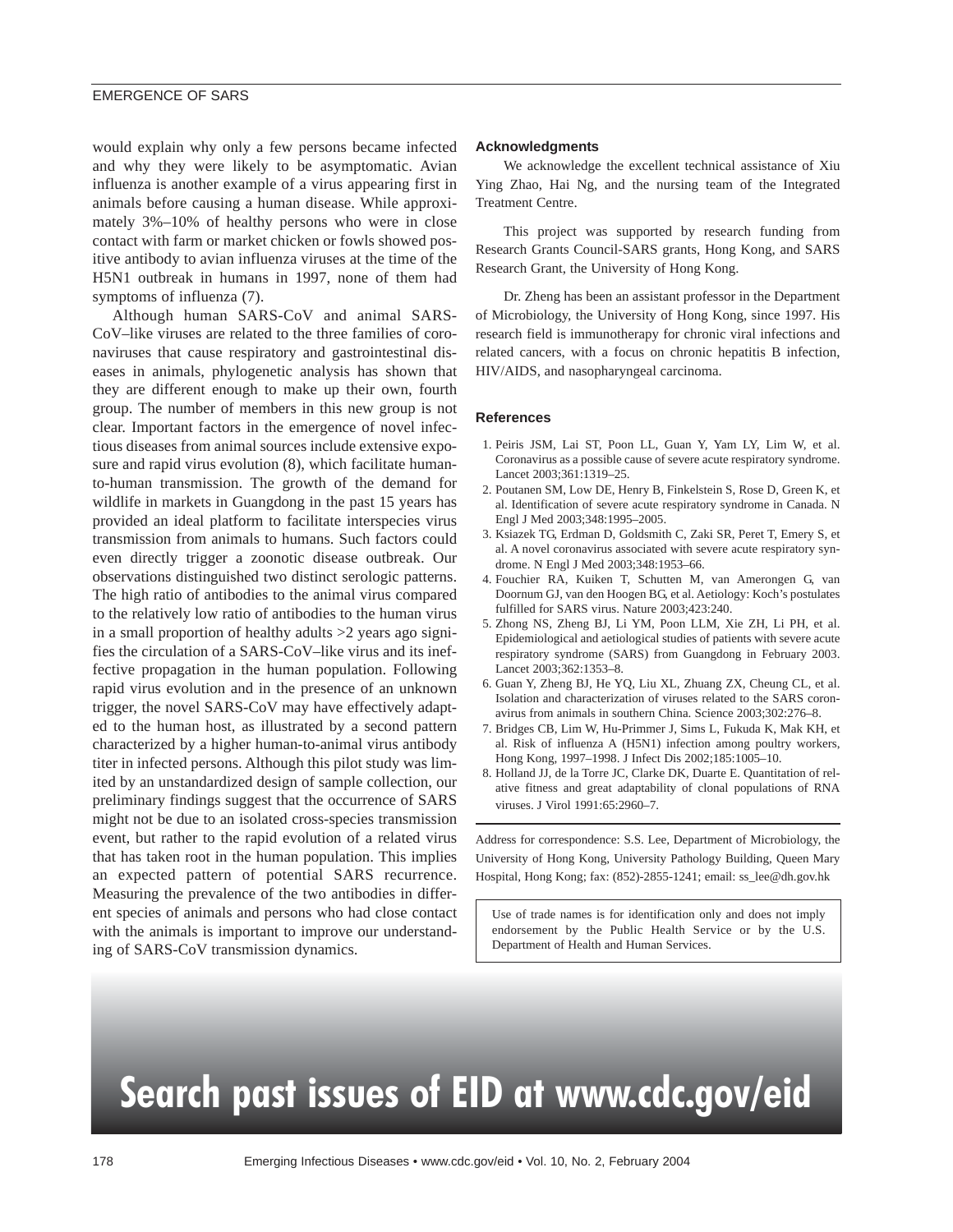would explain why only a few persons became infected and why they were likely to be asymptomatic. Avian influenza is another example of a virus appearing first in animals before causing a human disease. While approximately 3%–10% of healthy persons who were in close contact with farm or market chicken or fowls showed positive antibody to avian influenza viruses at the time of the H5N1 outbreak in humans in 1997, none of them had symptoms of influenza (7).

Although human SARS-CoV and animal SARS-CoV–like viruses are related to the three families of coronaviruses that cause respiratory and gastrointestinal diseases in animals, phylogenetic analysis has shown that they are different enough to make up their own, fourth group. The number of members in this new group is not clear. Important factors in the emergence of novel infectious diseases from animal sources include extensive exposure and rapid virus evolution (8), which facilitate human-to-human transmission. The growth of the demand for wildlife in markets in Guangdong in the past 15 years has provided an ideal platform to facilitate interspecies virus transmission from animals to humans. Such factors could even directly trigger a zoonotic disease outbreak. Our observations distinguished two distinct serologic patterns. The high ratio of antibodies to the animal virus compared to the relatively low ratio of antibodies to the human virus in a small proportion of healthy adults >2 years ago signifies the circulation of a SARS-CoV–like virus and its ineffective propagation in the human population. Following rapid virus evolution and in the presence of an unknown trigger, the novel SARS-CoV may have effectively adapted to the human host, as illustrated by a second pattern characterized by a higher human-to-animal virus antibody titer in infected persons. Although this pilot study was limited by an unstandardized design of sample collection, our preliminary findings suggest that the occurrence of SARS might not be due to an isolated cross-species transmission event, but rather to the rapid evolution of a related virus that has taken root in the human population. This implies an expected pattern of potential SARS recurrence. Measuring the prevalence of the two antibodies in different species of animals and persons who had close contact with the animals is important to improve our understanding of SARS-CoV transmission dynamics.

## Acknowledgments

We acknowledge the excellent technical assistance of Xiu Ying Zhao, Hai Ng, and the nursing team of the Integrated Treatment Centre.

This project was supported by research funding from Research Grants Council-SARS grants, Hong Kong, and SARS Research Grant, the University of Hong Kong.

Dr. Zheng has been an assistant professor in the Department of Microbiology, the University of Hong Kong, since 1997. His research field is immunotherapy for chronic viral infections and related cancers, with a focus on chronic hepatitis B infection, HIV/AIDS, and nasopharyngeal carcinoma.

## References

1. Peiris JSM, Lai ST, Poon LL, Guan Y, Yam LY, Lim W, et al. Coronavirus as a possible cause of severe acute respiratory syndrome. Lancet 2003;361:1319–25.
2. Poutanen SM, Low DE, Henry B, Finkelstein S, Rose D, Green K, et al. Identification of severe acute respiratory syndrome in Canada. N Engl J Med 2003;348:1995–2005.
3. Ksiazek TG, Erdman D, Goldsmith C, Zaki SR, Peret T, Emery S, et al. A novel coronavirus associated with severe acute respiratory syndrome. N Engl J Med 2003;348:1953–66.
4. Fouchier RA, Kuiken T, Schutten M, van Amerongen G, van Doornum GJ, van den Hoogen BG, et al. Aetiology: Koch's postulates fulfilled for SARS virus. Nature 2003;423:240.
5. Zhong NS, Zheng BJ, Li YM, Poon LLM, Xie ZH, Li PH, et al. Epidemiological and aetiological studies of patients with severe acute respiratory syndrome (SARS) from Guangdong in February 2003. Lancet 2003;362:1353–8.
6. Guan Y, Zheng BJ, He YQ, Liu XL, Zhuang ZX, Cheung CL, et al. Isolation and characterization of viruses related to the SARS coronavirus from animals in southern China. Science 2003;302:276–8.
7. Bridges CB, Lim W, Hu-Primmer J, Sims L, Fukuda K, Mak KH, et al. Risk of influenza A (H5N1) infection among poultry workers, Hong Kong, 1997–1998. J Infect Dis 2002;185:1005–10.
8. Holland JJ, de la Torre JC, Clarke DK, Duarte E. Quantitation of relative fitness and great adaptability of clonal populations of RNA viruses. J Virol 1991:65:2960–7.

Address for correspondence: S.S. Lee, Department of Microbiology, the University of Hong Kong, University Pathology Building, Queen Mary Hospital, Hong Kong; fax: (852)-2855-1241; email: ss_lee@dh.gov.hk

Use of trade names is for identification only and does not imply endorsement by the Public Health Service or by the U.S. Department of Health and Human Services.

**Search past issues of EID at www.cdc.gov/eid**